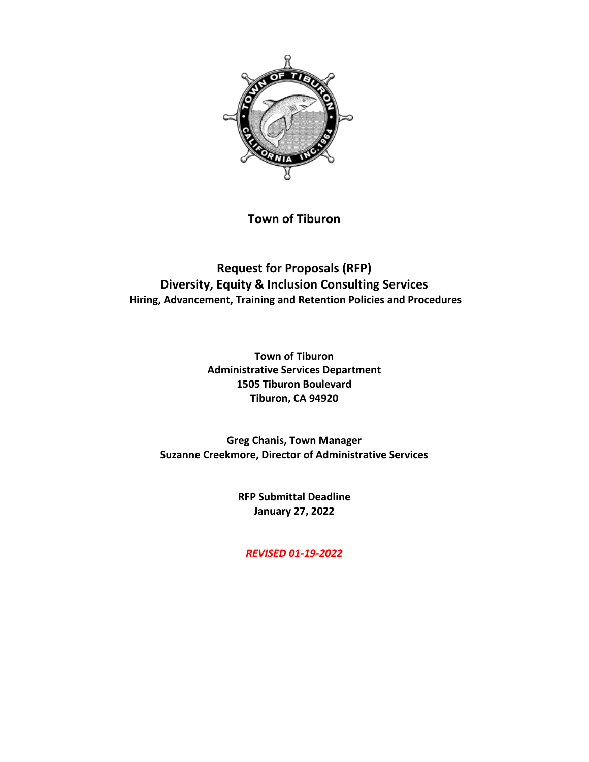# Town of Tiburon

## Request for Proposals (RFP)
## Diversity, Equity & Inclusion Consulting Services
### Hiring, Advancement, Training and Retention Policies and Procedures

**Town of Tiburon**
**Administrative Services Department**
**1505 Tiburon Boulevard**
**Tiburon, CA 94920**

**Greg Chanis, Town Manager**
**Suzanne Creekmore, Director of Administrative Services**

**RFP Submittal Deadline**
**January 27, 2022**

***REVISED 01-19-2022***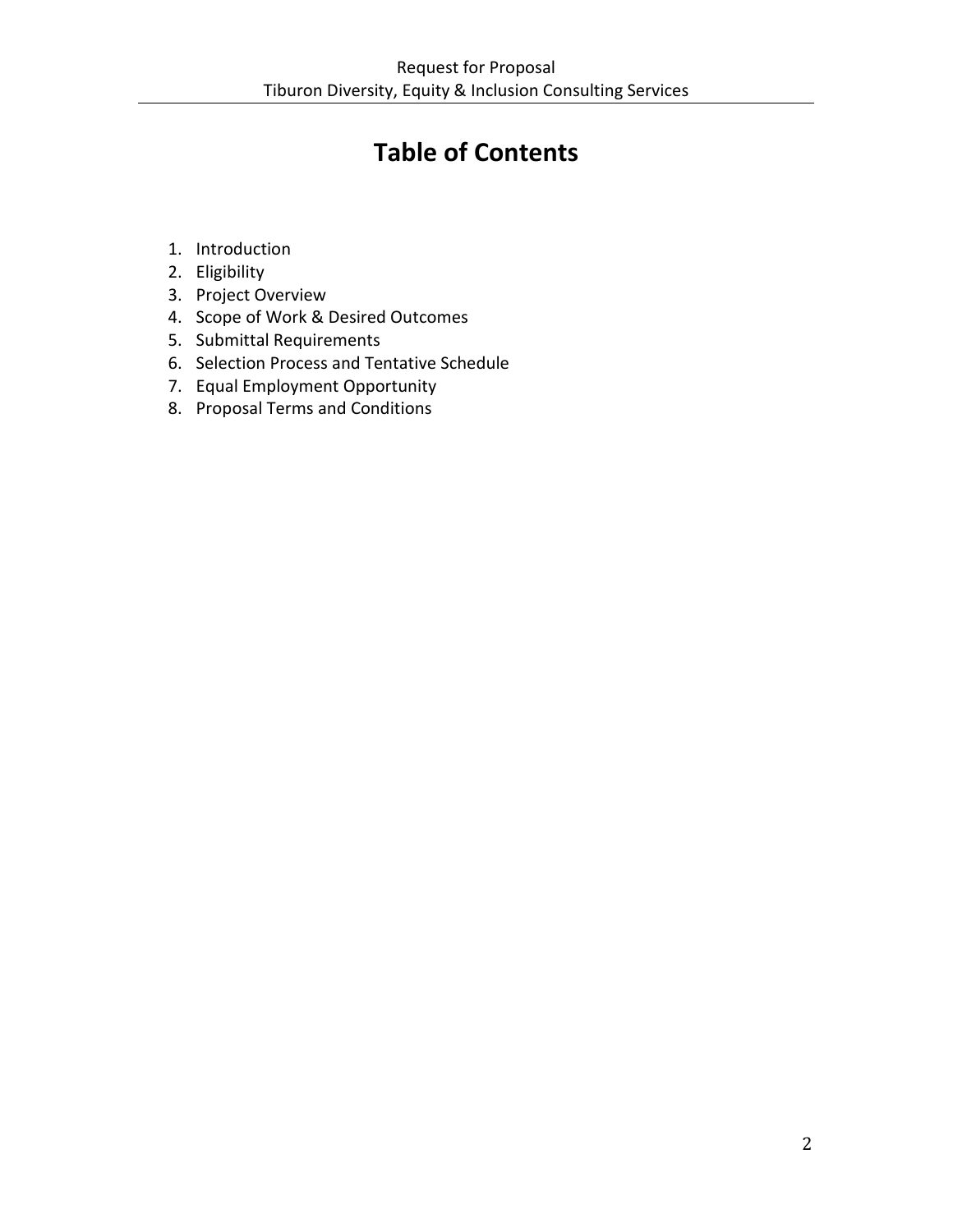# Table of Contents

1. Introduction
2. Eligibility
3. Project Overview
4. Scope of Work & Desired Outcomes
5. Submittal Requirements
6. Selection Process and Tentative Schedule
7. Equal Employment Opportunity
8. Proposal Terms and Conditions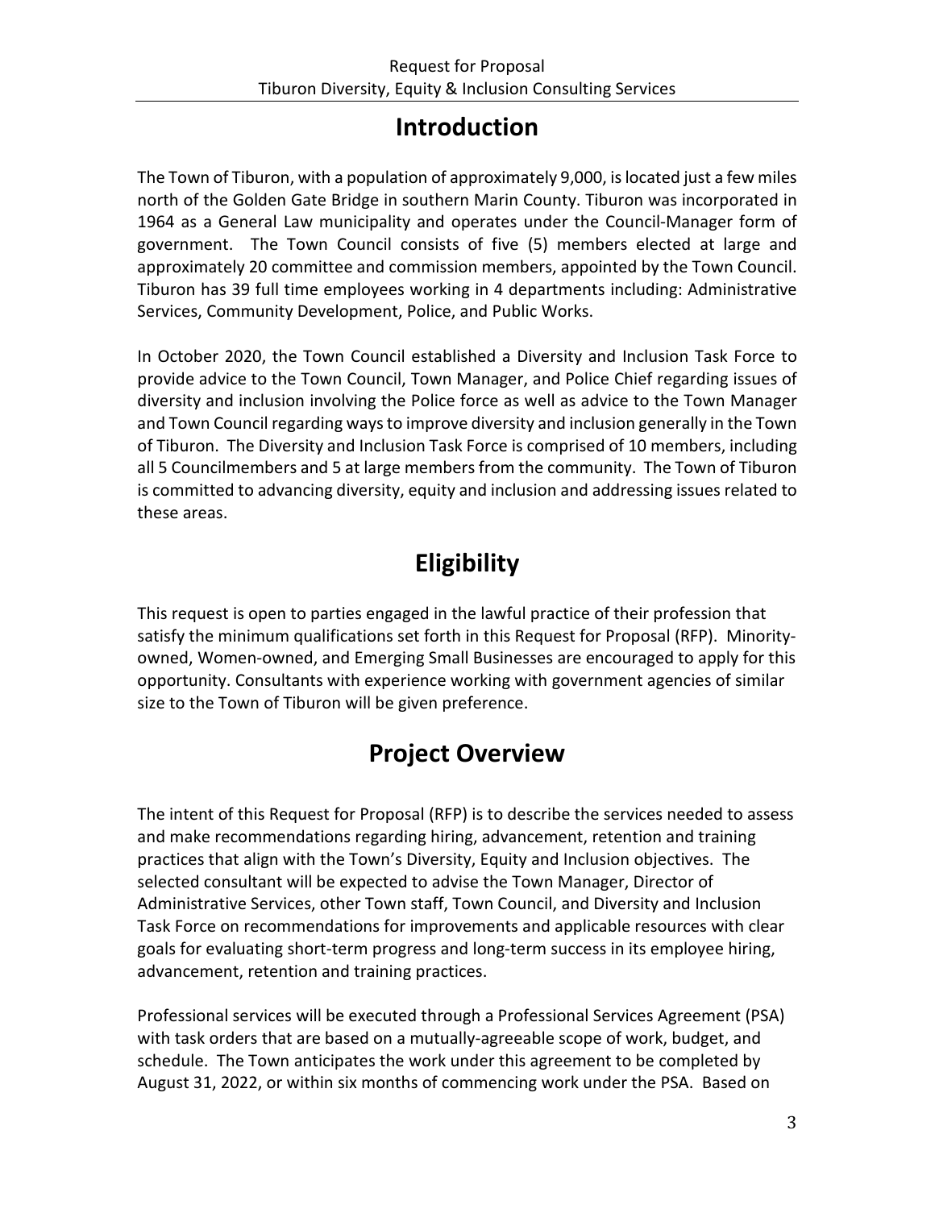# Introduction

The Town of Tiburon, with a population of approximately 9,000, is located just a few miles north of the Golden Gate Bridge in southern Marin County. Tiburon was incorporated in 1964 as a General Law municipality and operates under the Council-Manager form of government. The Town Council consists of five (5) members elected at large and approximately 20 committee and commission members, appointed by the Town Council. Tiburon has 39 full time employees working in 4 departments including: Administrative Services, Community Development, Police, and Public Works.

In October 2020, the Town Council established a Diversity and Inclusion Task Force to provide advice to the Town Council, Town Manager, and Police Chief regarding issues of diversity and inclusion involving the Police force as well as advice to the Town Manager and Town Council regarding ways to improve diversity and inclusion generally in the Town of Tiburon. The Diversity and Inclusion Task Force is comprised of 10 members, including all 5 Councilmembers and 5 at large members from the community. The Town of Tiburon is committed to advancing diversity, equity and inclusion and addressing issues related to these areas.

# Eligibility

This request is open to parties engaged in the lawful practice of their profession that satisfy the minimum qualifications set forth in this Request for Proposal (RFP). Minority-owned, Women-owned, and Emerging Small Businesses are encouraged to apply for this opportunity. Consultants with experience working with government agencies of similar size to the Town of Tiburon will be given preference.

# Project Overview

The intent of this Request for Proposal (RFP) is to describe the services needed to assess and make recommendations regarding hiring, advancement, retention and training practices that align with the Town's Diversity, Equity and Inclusion objectives. The selected consultant will be expected to advise the Town Manager, Director of Administrative Services, other Town staff, Town Council, and Diversity and Inclusion Task Force on recommendations for improvements and applicable resources with clear goals for evaluating short-term progress and long-term success in its employee hiring, advancement, retention and training practices.

Professional services will be executed through a Professional Services Agreement (PSA) with task orders that are based on a mutually-agreeable scope of work, budget, and schedule. The Town anticipates the work under this agreement to be completed by August 31, 2022, or within six months of commencing work under the PSA. Based on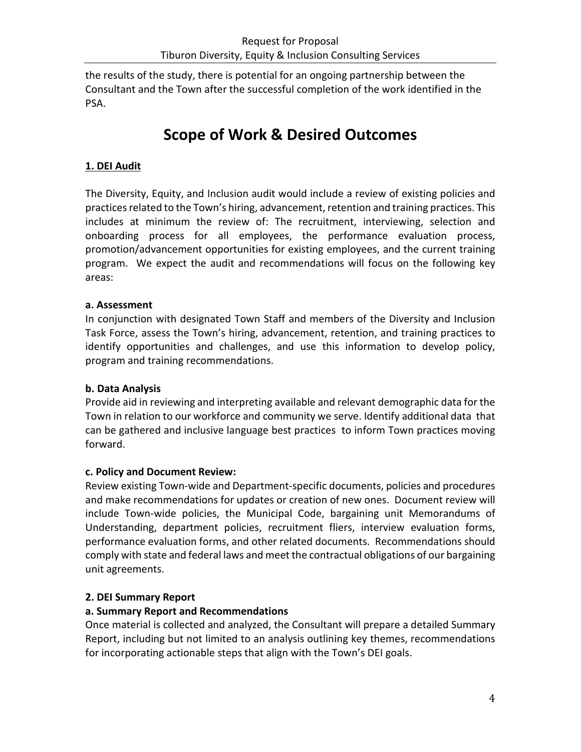the results of the study, there is potential for an ongoing partnership between the Consultant and the Town after the successful completion of the work identified in the PSA.

# Scope of Work & Desired Outcomes

**1. DEI Audit**

The Diversity, Equity, and Inclusion audit would include a review of existing policies and practices related to the Town's hiring, advancement, retention and training practices. This includes at minimum the review of: The recruitment, interviewing, selection and onboarding process for all employees, the performance evaluation process, promotion/advancement opportunities for existing employees, and the current training program. We expect the audit and recommendations will focus on the following key areas:

**a. Assessment**

In conjunction with designated Town Staff and members of the Diversity and Inclusion Task Force, assess the Town's hiring, advancement, retention, and training practices to identify opportunities and challenges, and use this information to develop policy, program and training recommendations.

**b. Data Analysis**

Provide aid in reviewing and interpreting available and relevant demographic data for the Town in relation to our workforce and community we serve. Identify additional data that can be gathered and inclusive language best practices to inform Town practices moving forward.

**c. Policy and Document Review:**

Review existing Town-wide and Department-specific documents, policies and procedures and make recommendations for updates or creation of new ones. Document review will include Town-wide policies, the Municipal Code, bargaining unit Memorandums of Understanding, department policies, recruitment fliers, interview evaluation forms, performance evaluation forms, and other related documents. Recommendations should comply with state and federal laws and meet the contractual obligations of our bargaining unit agreements.

**2. DEI Summary Report**

**a. Summary Report and Recommendations**

Once material is collected and analyzed, the Consultant will prepare a detailed Summary Report, including but not limited to an analysis outlining key themes, recommendations for incorporating actionable steps that align with the Town's DEI goals.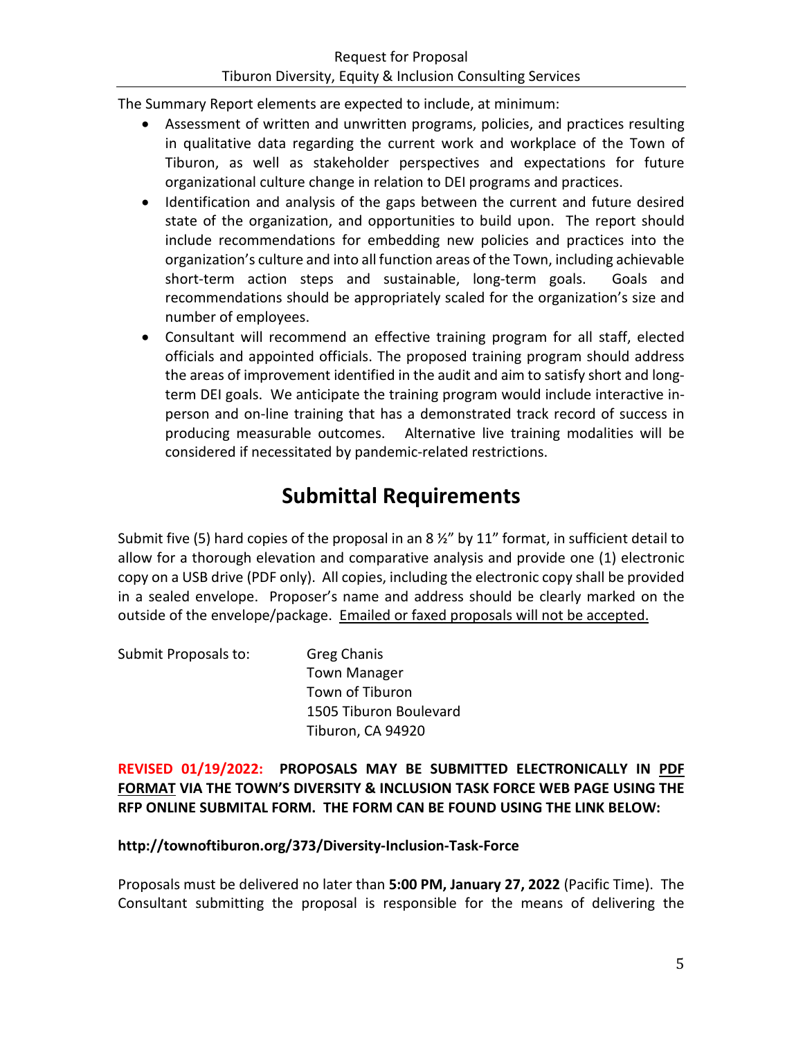The Summary Report elements are expected to include, at minimum:

- Assessment of written and unwritten programs, policies, and practices resulting in qualitative data regarding the current work and workplace of the Town of Tiburon, as well as stakeholder perspectives and expectations for future organizational culture change in relation to DEI programs and practices.
- Identification and analysis of the gaps between the current and future desired state of the organization, and opportunities to build upon. The report should include recommendations for embedding new policies and practices into the organization's culture and into all function areas of the Town, including achievable short-term action steps and sustainable, long-term goals. Goals and recommendations should be appropriately scaled for the organization's size and number of employees.
- Consultant will recommend an effective training program for all staff, elected officials and appointed officials. The proposed training program should address the areas of improvement identified in the audit and aim to satisfy short and long-term DEI goals. We anticipate the training program would include interactive in-person and on-line training that has a demonstrated track record of success in producing measurable outcomes. Alternative live training modalities will be considered if necessitated by pandemic-related restrictions.

# Submittal Requirements

Submit five (5) hard copies of the proposal in an 8 ½" by 11" format, in sufficient detail to allow for a thorough elevation and comparative analysis and provide one (1) electronic copy on a USB drive (PDF only). All copies, including the electronic copy shall be provided in a sealed envelope. Proposer's name and address should be clearly marked on the outside of the envelope/package. <u>Emailed or faxed proposals will not be accepted.</u>

Submit Proposals to:

Greg Chanis
Town Manager
Town of Tiburon
1505 Tiburon Boulevard
Tiburon, CA 94920

**REVISED 01/19/2022: PROPOSALS MAY BE SUBMITTED ELECTRONICALLY IN <u>PDF FORMAT</u> VIA THE TOWN'S DIVERSITY & INCLUSION TASK FORCE WEB PAGE USING THE RFP ONLINE SUBMITAL FORM. THE FORM CAN BE FOUND USING THE LINK BELOW:**

**http://townoftiburon.org/373/Diversity-Inclusion-Task-Force**

Proposals must be delivered no later than **5:00 PM, January 27, 2022** (Pacific Time). The Consultant submitting the proposal is responsible for the means of delivering the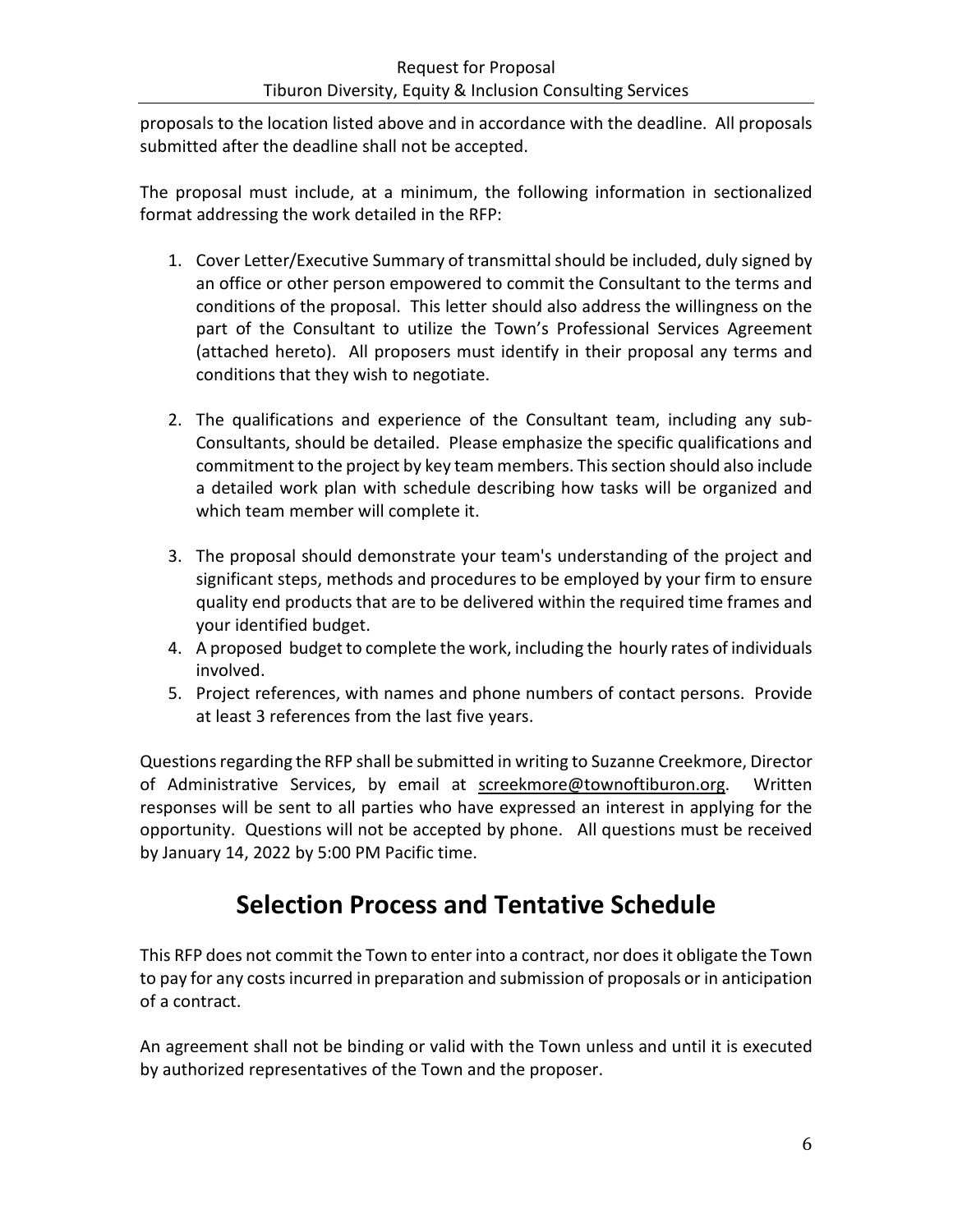proposals to the location listed above and in accordance with the deadline. All proposals submitted after the deadline shall not be accepted.

The proposal must include, at a minimum, the following information in sectionalized format addressing the work detailed in the RFP:

1. Cover Letter/Executive Summary of transmittal should be included, duly signed by an office or other person empowered to commit the Consultant to the terms and conditions of the proposal. This letter should also address the willingness on the part of the Consultant to utilize the Town's Professional Services Agreement (attached hereto). All proposers must identify in their proposal any terms and conditions that they wish to negotiate.

2. The qualifications and experience of the Consultant team, including any sub-Consultants, should be detailed. Please emphasize the specific qualifications and commitment to the project by key team members. This section should also include a detailed work plan with schedule describing how tasks will be organized and which team member will complete it.

3. The proposal should demonstrate your team's understanding of the project and significant steps, methods and procedures to be employed by your firm to ensure quality end products that are to be delivered within the required time frames and your identified budget.
4. A proposed budget to complete the work, including the hourly rates of individuals involved.
5. Project references, with names and phone numbers of contact persons. Provide at least 3 references from the last five years.

Questions regarding the RFP shall be submitted in writing to Suzanne Creekmore, Director of Administrative Services, by email at screekmore@townoftiburon.org. Written responses will be sent to all parties who have expressed an interest in applying for the opportunity. Questions will not be accepted by phone. All questions must be received by January 14, 2022 by 5:00 PM Pacific time.

# Selection Process and Tentative Schedule

This RFP does not commit the Town to enter into a contract, nor does it obligate the Town to pay for any costs incurred in preparation and submission of proposals or in anticipation of a contract.

An agreement shall not be binding or valid with the Town unless and until it is executed by authorized representatives of the Town and the proposer.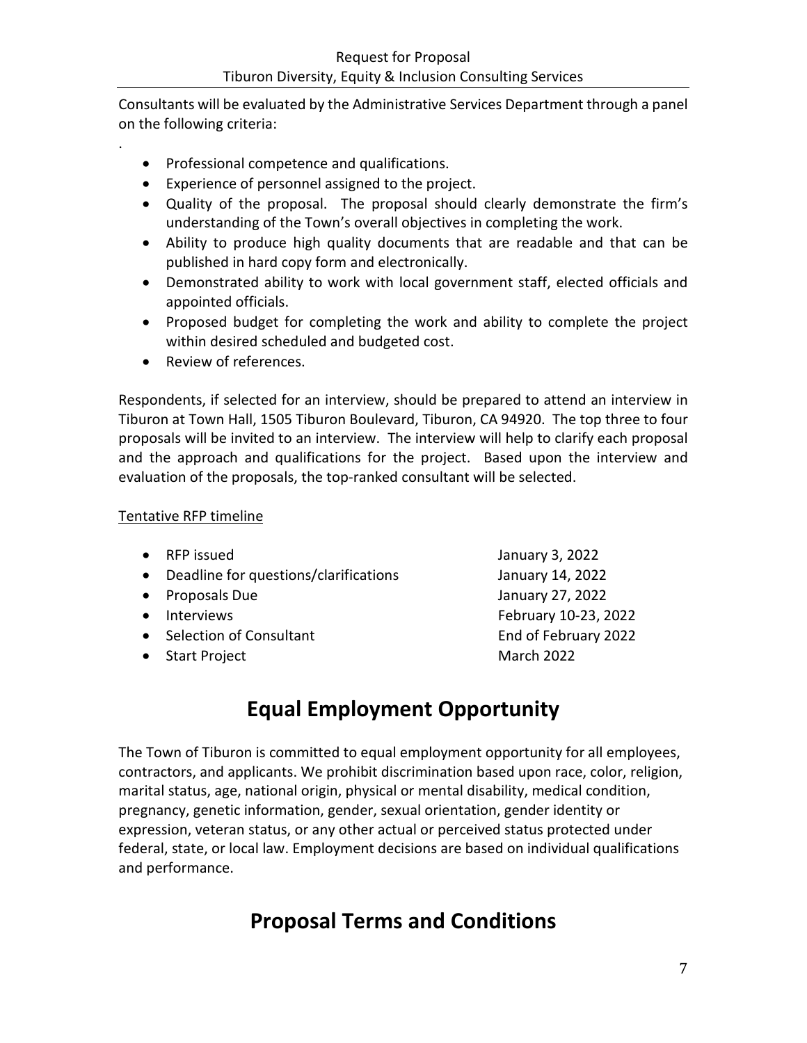Consultants will be evaluated by the Administrative Services Department through a panel on the following criteria:

.

- Professional competence and qualifications.
- Experience of personnel assigned to the project.
- Quality of the proposal. The proposal should clearly demonstrate the firm's understanding of the Town's overall objectives in completing the work.
- Ability to produce high quality documents that are readable and that can be published in hard copy form and electronically.
- Demonstrated ability to work with local government staff, elected officials and appointed officials.
- Proposed budget for completing the work and ability to complete the project within desired scheduled and budgeted cost.
- Review of references.

Respondents, if selected for an interview, should be prepared to attend an interview in Tiburon at Town Hall, 1505 Tiburon Boulevard, Tiburon, CA 94920. The top three to four proposals will be invited to an interview. The interview will help to clarify each proposal and the approach and qualifications for the project. Based upon the interview and evaluation of the proposals, the top-ranked consultant will be selected.

<u>Tentative RFP timeline</u>

| | |
|---|---|
| RFP issued | January 3, 2022 |
| Deadline for questions/clarifications | January 14, 2022 |
| Proposals Due | January 27, 2022 |
| Interviews | February 10-23, 2022 |
| Selection of Consultant | End of February 2022 |
| Start Project | March 2022 |

# Equal Employment Opportunity

The Town of Tiburon is committed to equal employment opportunity for all employees, contractors, and applicants. We prohibit discrimination based upon race, color, religion, marital status, age, national origin, physical or mental disability, medical condition, pregnancy, genetic information, gender, sexual orientation, gender identity or expression, veteran status, or any other actual or perceived status protected under federal, state, or local law. Employment decisions are based on individual qualifications and performance.

# Proposal Terms and Conditions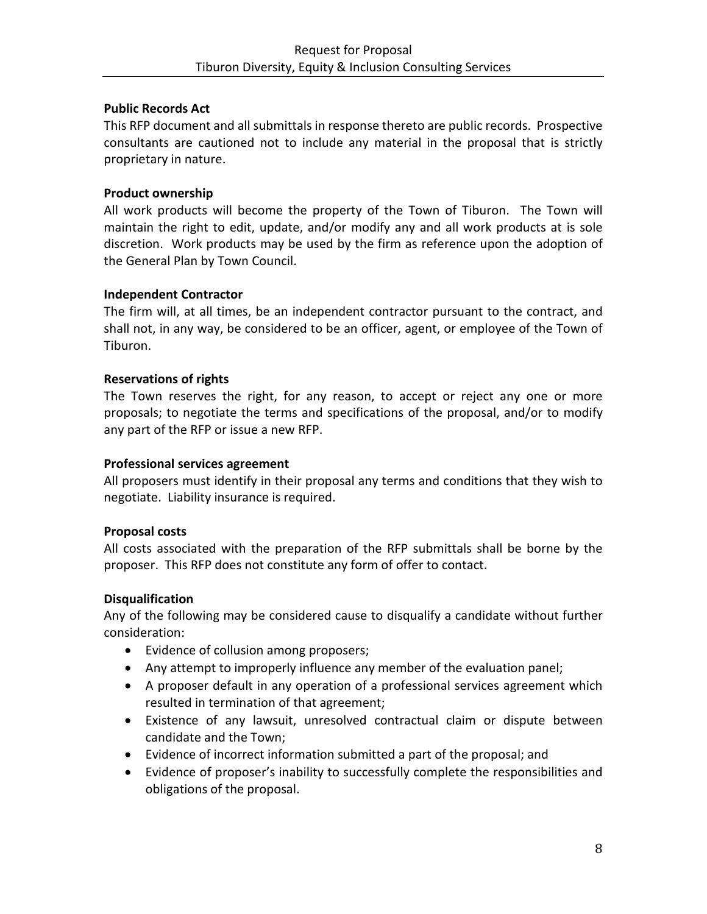**Public Records Act**

This RFP document and all submittals in response thereto are public records. Prospective consultants are cautioned not to include any material in the proposal that is strictly proprietary in nature.

**Product ownership**

All work products will become the property of the Town of Tiburon. The Town will maintain the right to edit, update, and/or modify any and all work products at is sole discretion. Work products may be used by the firm as reference upon the adoption of the General Plan by Town Council.

**Independent Contractor**

The firm will, at all times, be an independent contractor pursuant to the contract, and shall not, in any way, be considered to be an officer, agent, or employee of the Town of Tiburon.

**Reservations of rights**

The Town reserves the right, for any reason, to accept or reject any one or more proposals; to negotiate the terms and specifications of the proposal, and/or to modify any part of the RFP or issue a new RFP.

**Professional services agreement**

All proposers must identify in their proposal any terms and conditions that they wish to negotiate. Liability insurance is required.

**Proposal costs**

All costs associated with the preparation of the RFP submittals shall be borne by the proposer. This RFP does not constitute any form of offer to contact.

**Disqualification**

Any of the following may be considered cause to disqualify a candidate without further consideration:

- Evidence of collusion among proposers;
- Any attempt to improperly influence any member of the evaluation panel;
- A proposer default in any operation of a professional services agreement which resulted in termination of that agreement;
- Existence of any lawsuit, unresolved contractual claim or dispute between candidate and the Town;
- Evidence of incorrect information submitted a part of the proposal; and
- Evidence of proposer's inability to successfully complete the responsibilities and obligations of the proposal.